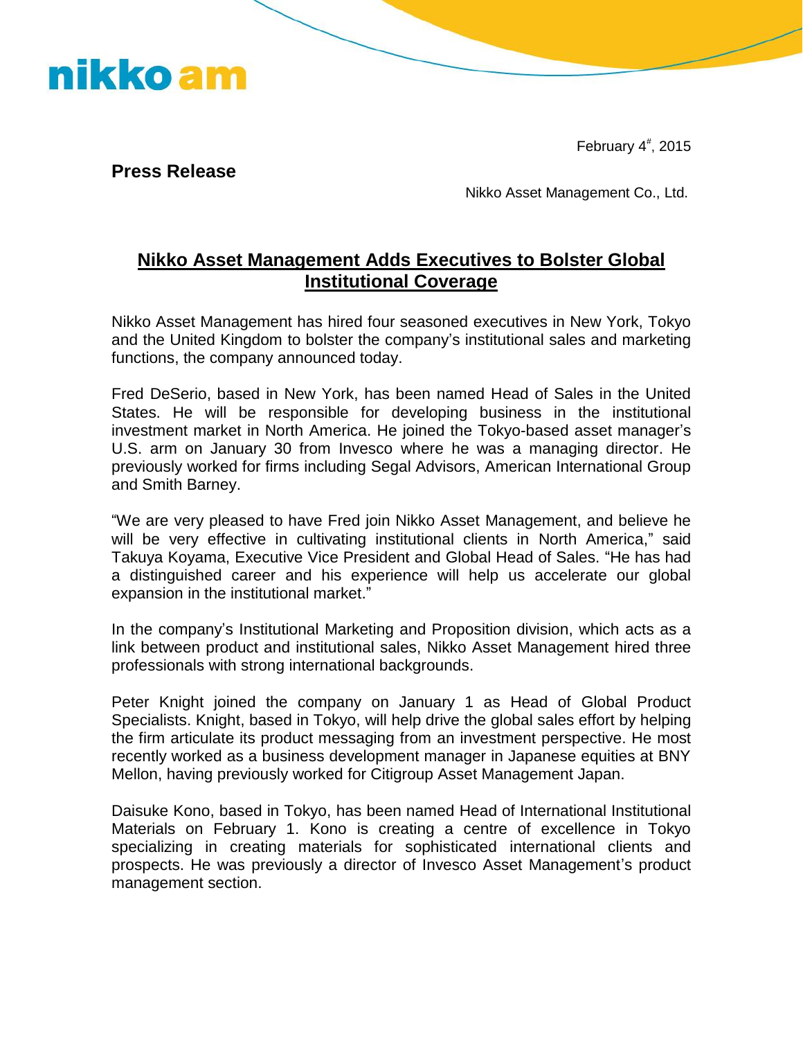nikko am

February 4#, 2015

**Press Release**

Nikko Asset Management Co., Ltd.

## Nikko Asset Management Adds Executives to Bolster Global Institutional Coverage

Nikko Asset Management has hired four seasoned executives in New York, Tokyo and the United Kingdom to bolster the company's institutional sales and marketing functions, the company announced today.

Fred DeSerio, based in New York, has been named Head of Sales in the United States. He will be responsible for developing business in the institutional investment market in North America. He joined the Tokyo-based asset manager's U.S. arm on January 30 from Invesco where he was a managing director. He previously worked for firms including Segal Advisors, American International Group and Smith Barney.

“We are very pleased to have Fred join Nikko Asset Management, and believe he will be very effective in cultivating institutional clients in North America,” said Takuya Koyama, Executive Vice President and Global Head of Sales. “He has had a distinguished career and his experience will help us accelerate our global expansion in the institutional market.”

In the company's Institutional Marketing and Proposition division, which acts as a link between product and institutional sales, Nikko Asset Management hired three professionals with strong international backgrounds.

Peter Knight joined the company on January 1 as Head of Global Product Specialists. Knight, based in Tokyo, will help drive the global sales effort by helping the firm articulate its product messaging from an investment perspective. He most recently worked as a business development manager in Japanese equities at BNY Mellon, having previously worked for Citigroup Asset Management Japan.

Daisuke Kono, based in Tokyo, has been named Head of International Institutional Materials on February 1. Kono is creating a centre of excellence in Tokyo specializing in creating materials for sophisticated international clients and prospects. He was previously a director of Invesco Asset Management's product management section.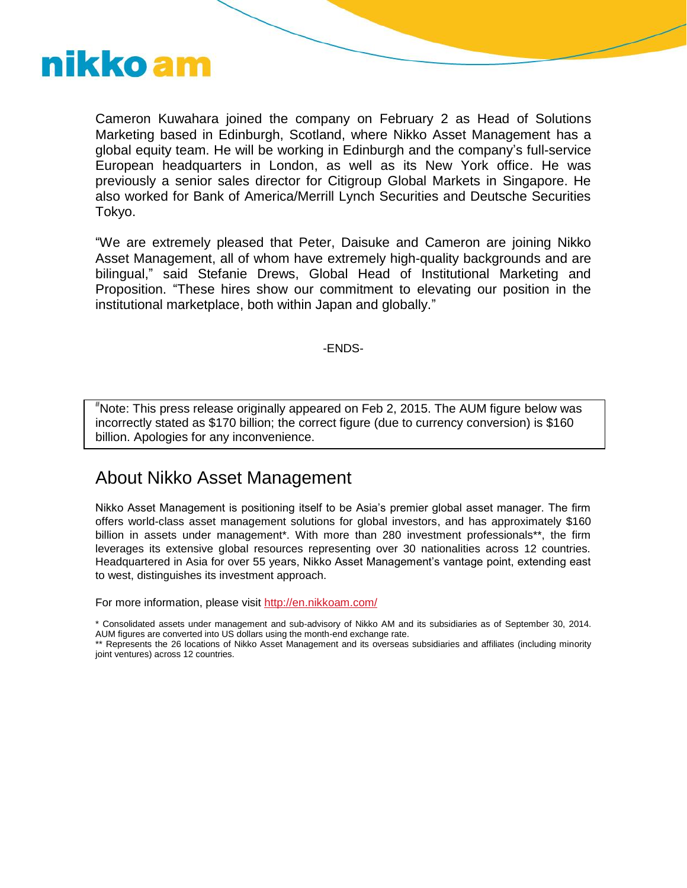Cameron Kuwahara joined the company on February 2 as Head of Solutions Marketing based in Edinburgh, Scotland, where Nikko Asset Management has a global equity team. He will be working in Edinburgh and the company's full-service European headquarters in London, as well as its New York office. He was previously a senior sales director for Citigroup Global Markets in Singapore. He also worked for Bank of America/Merrill Lynch Securities and Deutsche Securities Tokyo.

"We are extremely pleased that Peter, Daisuke and Cameron are joining Nikko Asset Management, all of whom have extremely high-quality backgrounds and are bilingual," said Stefanie Drews, Global Head of Institutional Marketing and Proposition. "These hires show our commitment to elevating our position in the institutional marketplace, both within Japan and globally."

-ENDS-

[#]Note: This press release originally appeared on Feb 2, 2015. The AUM figure below was incorrectly stated as $170 billion; the correct figure (due to currency conversion) is $160 billion. Apologies for any inconvenience.

## About Nikko Asset Management

Nikko Asset Management is positioning itself to be Asia's premier global asset manager. The firm offers world-class asset management solutions for global investors, and has approximately $160 billion in assets under management*. With more than 280 investment professionals**, the firm leverages its extensive global resources representing over 30 nationalities across 12 countries. Headquartered in Asia for over 55 years, Nikko Asset Management's vantage point, extending east to west, distinguishes its investment approach.

For more information, please visit http://en.nikkoam.com/

* Consolidated assets under management and sub-advisory of Nikko AM and its subsidiaries as of September 30, 2014. AUM figures are converted into US dollars using the month-end exchange rate.
** Represents the 26 locations of Nikko Asset Management and its overseas subsidiaries and affiliates (including minority joint ventures) across 12 countries.